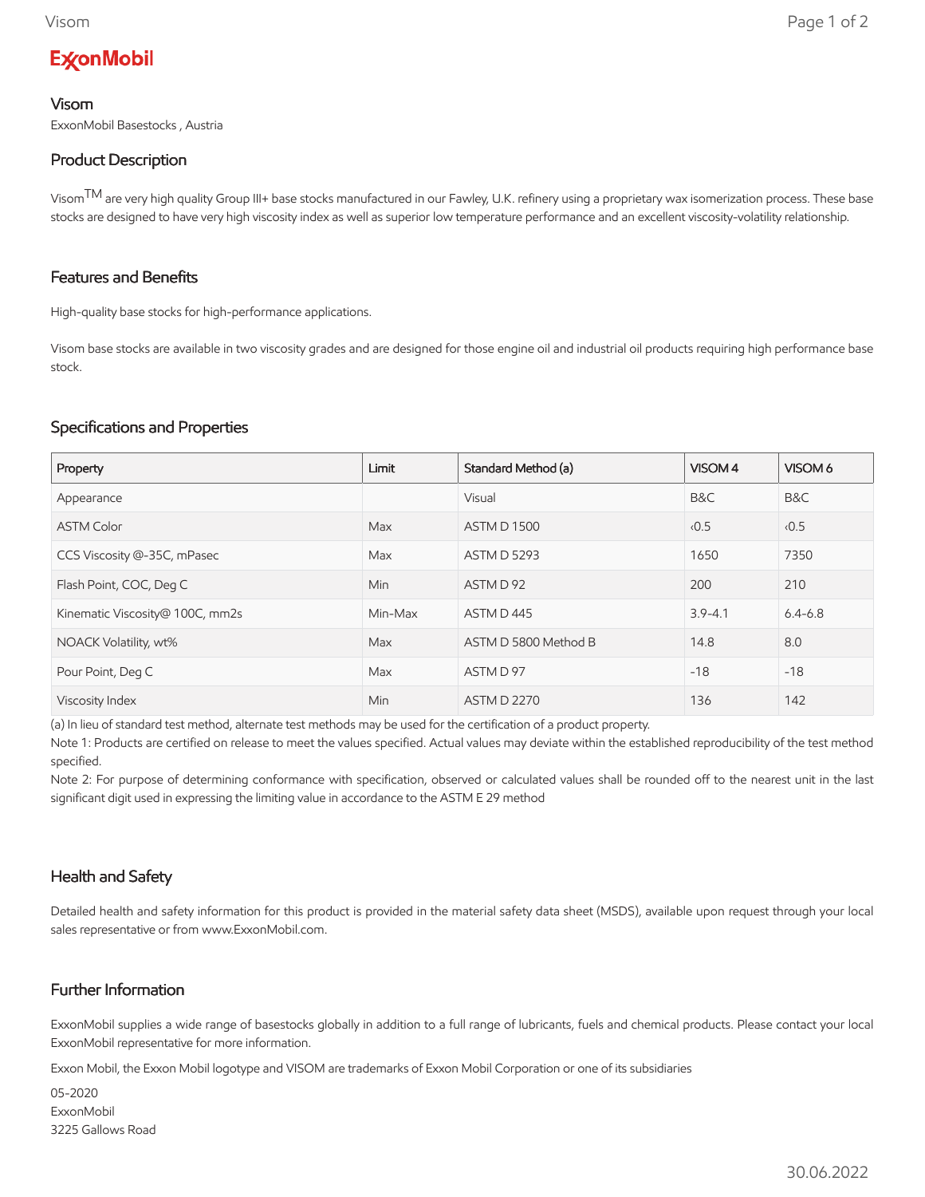ExxonMobil

# Visom

ExxonMobil Basestocks , Austria

## Product Description

Visom™ are very high quality Group III+ base stocks manufactured in our Fawley, U.K. refinery using a proprietary wax isomerization process. These base stocks are designed to have very high viscosity index as well as superior low temperature performance and an excellent viscosity-volatility relationship.

## Features and Benefits

High-quality base stocks for high-performance applications.

Visom base stocks are available in two viscosity grades and are designed for those engine oil and industrial oil products requiring high performance base stock.

## Specifications and Properties

| Property | Limit | Standard Method (a) | VISOM 4 | VISOM 6 |
|---|---|---|---|---|
| Appearance | | Visual | B&C | B&C |
| ASTM Color | Max | ASTM D 1500 | ‹0.5 | ‹0.5 |
| CCS Viscosity @-35C, mPasec | Max | ASTM D 5293 | 1650 | 7350 |
| Flash Point, COC, Deg C | Min | ASTM D 92 | 200 | 210 |
| Kinematic Viscosity@ 100C, mm2s | Min-Max | ASTM D 445 | 3.9-4.1 | 6.4-6.8 |
| NOACK Volatility, wt% | Max | ASTM D 5800 Method B | 14.8 | 8.0 |
| Pour Point, Deg C | Max | ASTM D 97 | -18 | -18 |
| Viscosity Index | Min | ASTM D 2270 | 136 | 142 |

(a) In lieu of standard test method, alternate test methods may be used for the certification of a product property.

Note 1: Products are certified on release to meet the values specified. Actual values may deviate within the established reproducibility of the test method specified.

Note 2: For purpose of determining conformance with specification, observed or calculated values shall be rounded off to the nearest unit in the last significant digit used in expressing the limiting value in accordance to the ASTM E 29 method

## Health and Safety

Detailed health and safety information for this product is provided in the material safety data sheet (MSDS), available upon request through your local sales representative or from www.ExxonMobil.com.

## Further Information

ExxonMobil supplies a wide range of basestocks globally in addition to a full range of lubricants, fuels and chemical products. Please contact your local ExxonMobil representative for more information.

Exxon Mobil, the Exxon Mobil logotype and VISOM are trademarks of Exxon Mobil Corporation or one of its subsidiaries

05-2020
ExxonMobil
3225 Gallows Road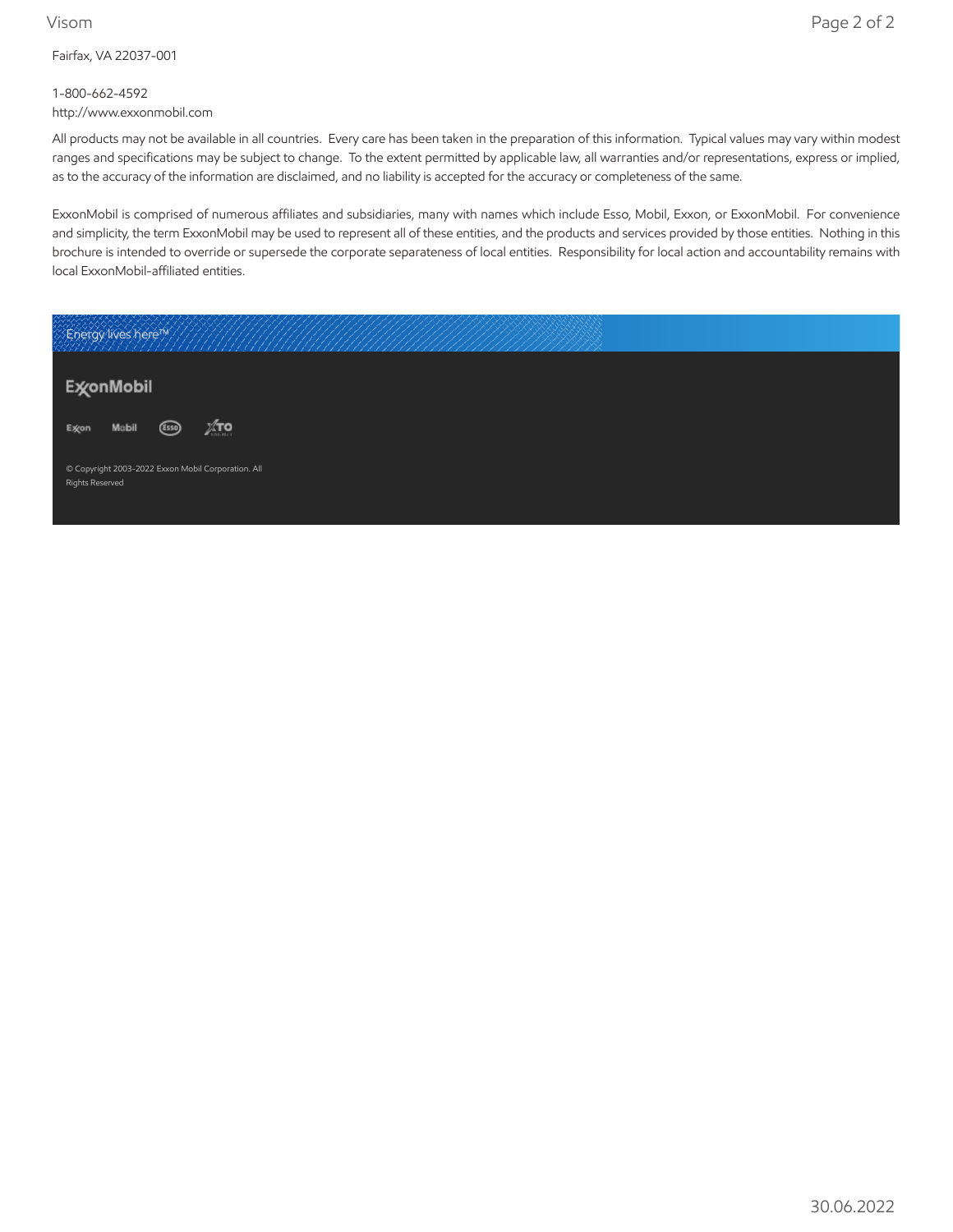Fairfax, VA 22037-001

1-800-662-4592
http://www.exxonmobil.com

All products may not be available in all countries. Every care has been taken in the preparation of this information. Typical values may vary within modest ranges and specifications may be subject to change. To the extent permitted by applicable law, all warranties and/or representations, express or implied, as to the accuracy of the information are disclaimed, and no liability is accepted for the accuracy or completeness of the same.

ExxonMobil is comprised of numerous affiliates and subsidiaries, many with names which include Esso, Mobil, Exxon, or ExxonMobil. For convenience and simplicity, the term ExxonMobil may be used to represent all of these entities, and the products and services provided by those entities. Nothing in this brochure is intended to override or supersede the corporate separateness of local entities. Responsibility for local action and accountability remains with local ExxonMobil-affiliated entities.

Energy lives here™

ExxonMobil

Exxon Mobil Esso XTO

© Copyright 2003-2022 Exxon Mobil Corporation. All Rights Reserved

30.06.2022